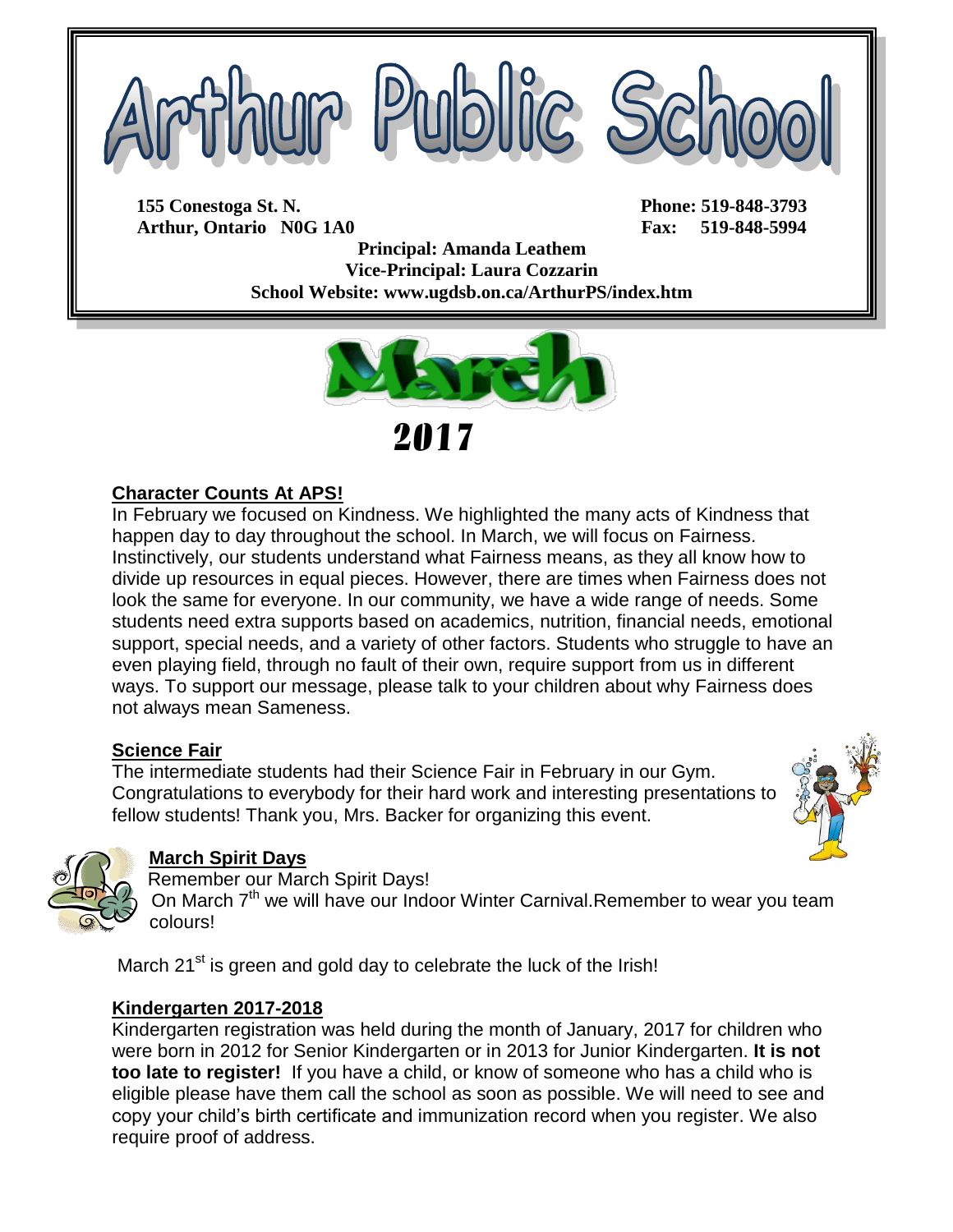# Arthur Public School

**155 Conestoga St. N.**
**Arthur, Ontario N0G 1A0**

**Phone: 519-848-3793**
**Fax: 519-848-5994**

**Principal: Amanda Leathem**
**Vice-Principal: Laura Cozzarin**
**School Website: www.ugdsb.on.ca/ArthurPS/index.htm**

# March 2017

## Character Counts At APS!

In February we focused on Kindness. We highlighted the many acts of Kindness that happen day to day throughout the school. In March, we will focus on Fairness. Instinctively, our students understand what Fairness means, as they all know how to divide up resources in equal pieces. However, there are times when Fairness does not look the same for everyone. In our community, we have a wide range of needs. Some students need extra supports based on academics, nutrition, financial needs, emotional support, special needs, and a variety of other factors. Students who struggle to have an even playing field, through no fault of their own, require support from us in different ways. To support our message, please talk to your children about why Fairness does not always mean Sameness.

## Science Fair

The intermediate students had their Science Fair in February in our Gym. Congratulations to everybody for their hard work and interesting presentations to fellow students! Thank you, Mrs. Backer for organizing this event.

## March Spirit Days

Remember our March Spirit Days!

On March 7th we will have our Indoor Winter Carnival.Remember to wear you team colours!

March 21st is green and gold day to celebrate the luck of the Irish!

## Kindergarten 2017-2018

Kindergarten registration was held during the month of January, 2017 for children who were born in 2012 for Senior Kindergarten or in 2013 for Junior Kindergarten. **It is not too late to register!** If you have a child, or know of someone who has a child who is eligible please have them call the school as soon as possible. We will need to see and copy your child's birth certificate and immunization record when you register. We also require proof of address.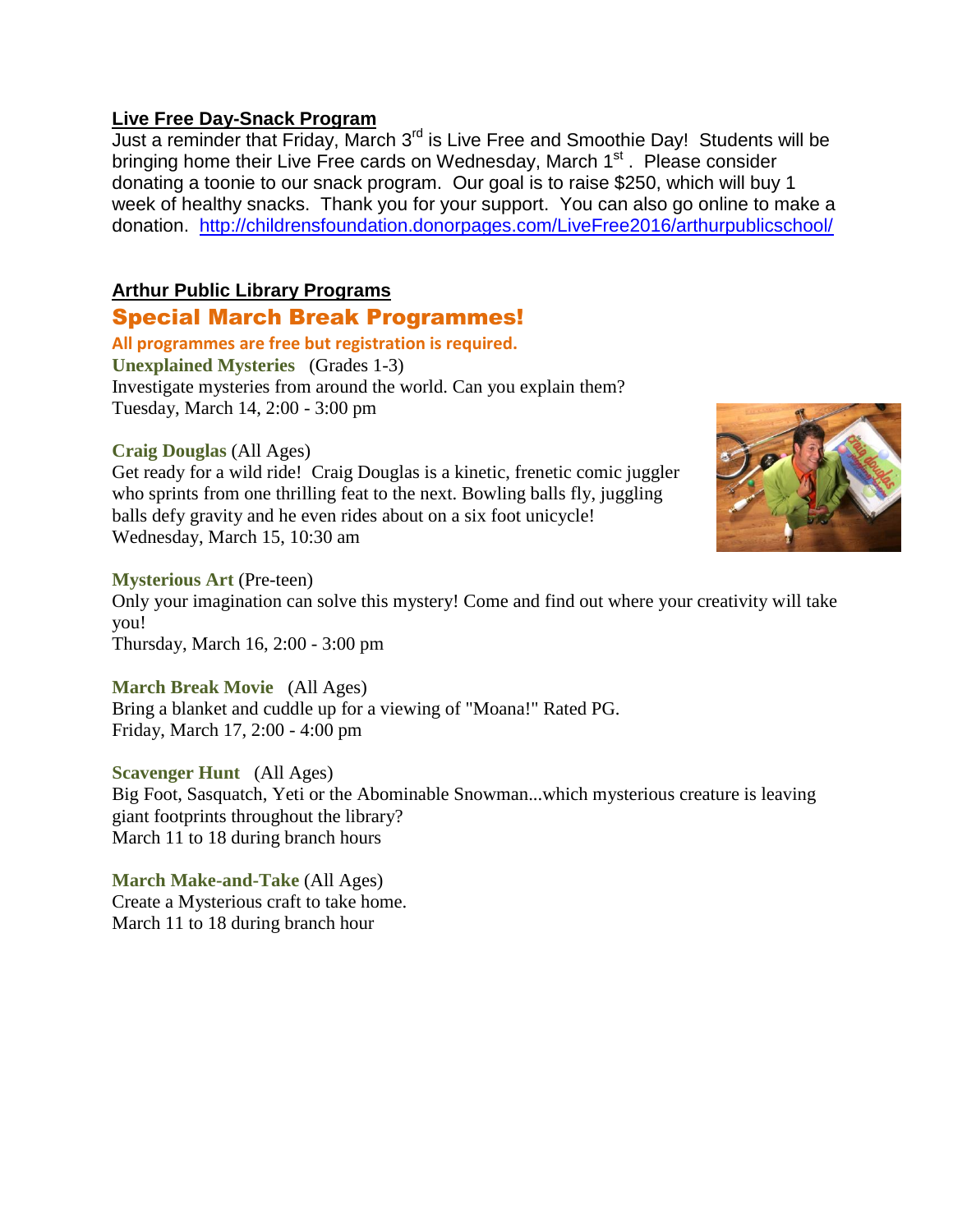## Live Free Day-Snack Program

Just a reminder that Friday, March 3rd is Live Free and Smoothie Day! Students will be bringing home their Live Free cards on Wednesday, March 1st. Please consider donating a toonie to our snack program. Our goal is to raise $250, which will buy 1 week of healthy snacks. Thank you for your support. You can also go online to make a donation. http://childrensfoundation.donorpages.com/LiveFree2016/arthurpublicschool/

## Arthur Public Library Programs

### Special March Break Programmes!

**All programmes are free but registration is required.**

**Unexplained Mysteries** (Grades 1-3)
Investigate mysteries from around the world. Can you explain them?
Tuesday, March 14, 2:00 - 3:00 pm

**Craig Douglas** (All Ages)
Get ready for a wild ride! Craig Douglas is a kinetic, frenetic comic juggler who sprints from one thrilling feat to the next. Bowling balls fly, juggling balls defy gravity and he even rides about on a six foot unicycle!
Wednesday, March 15, 10:30 am

**Mysterious Art** (Pre-teen)
Only your imagination can solve this mystery! Come and find out where your creativity will take you!
Thursday, March 16, 2:00 - 3:00 pm

**March Break Movie** (All Ages)
Bring a blanket and cuddle up for a viewing of "Moana!" Rated PG.
Friday, March 17, 2:00 - 4:00 pm

**Scavenger Hunt** (All Ages)
Big Foot, Sasquatch, Yeti or the Abominable Snowman...which mysterious creature is leaving giant footprints throughout the library?
March 11 to 18 during branch hours

**March Make-and-Take** (All Ages)
Create a Mysterious craft to take home.
March 11 to 18 during branch hour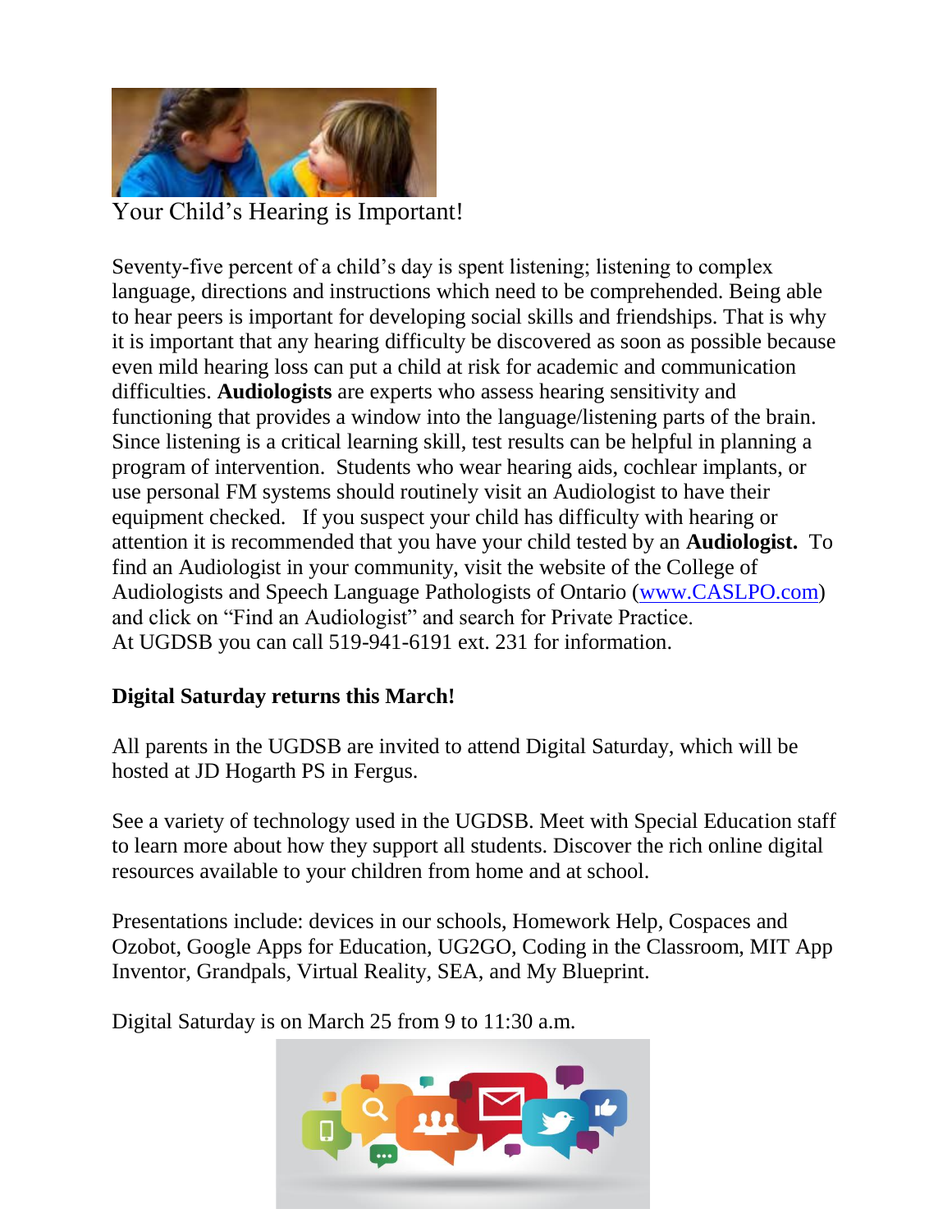Your Child's Hearing is Important!

Seventy-five percent of a child's day is spent listening; listening to complex language, directions and instructions which need to be comprehended. Being able to hear peers is important for developing social skills and friendships. That is why it is important that any hearing difficulty be discovered as soon as possible because even mild hearing loss can put a child at risk for academic and communication difficulties. **Audiologists** are experts who assess hearing sensitivity and functioning that provides a window into the language/listening parts of the brain. Since listening is a critical learning skill, test results can be helpful in planning a program of intervention. Students who wear hearing aids, cochlear implants, or use personal FM systems should routinely visit an Audiologist to have their equipment checked. If you suspect your child has difficulty with hearing or attention it is recommended that you have your child tested by an **Audiologist.** To find an Audiologist in your community, visit the website of the College of Audiologists and Speech Language Pathologists of Ontario (www.CASLPO.com) and click on "Find an Audiologist" and search for Private Practice.
At UGDSB you can call 519-941-6191 ext. 231 for information.

**Digital Saturday returns this March!**

All parents in the UGDSB are invited to attend Digital Saturday, which will be hosted at JD Hogarth PS in Fergus.

See a variety of technology used in the UGDSB. Meet with Special Education staff to learn more about how they support all students. Discover the rich online digital resources available to your children from home and at school.

Presentations include: devices in our schools, Homework Help, Cospaces and Ozobot, Google Apps for Education, UG2GO, Coding in the Classroom, MIT App Inventor, Grandpals, Virtual Reality, SEA, and My Blueprint.

Digital Saturday is on March 25 from 9 to 11:30 a.m.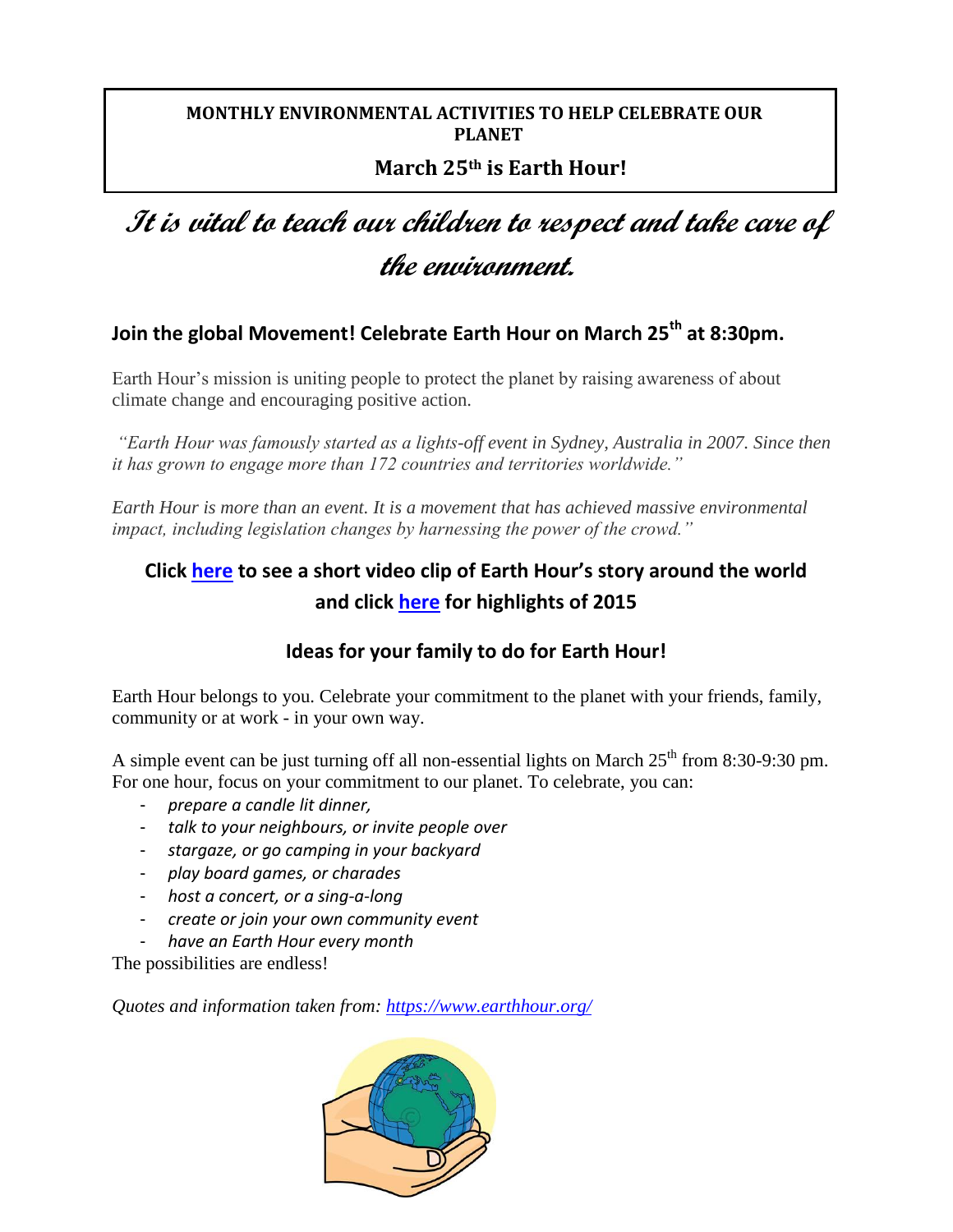**MONTHLY ENVIRONMENTAL ACTIVITIES TO HELP CELEBRATE OUR PLANET**

**March 25th is Earth Hour!**

# *It is vital to teach our children to respect and take care of the environment.*

## Join the global Movement! Celebrate Earth Hour on March 25th at 8:30pm.

Earth Hour's mission is uniting people to protect the planet by raising awareness of about climate change and encouraging positive action.

*"Earth Hour was famously started as a lights-off event in Sydney, Australia in 2007. Since then it has grown to engage more than 172 countries and territories worldwide."*

*Earth Hour is more than an event. It is a movement that has achieved massive environmental impact, including legislation changes by harnessing the power of the crowd."*

**Click here to see a short video clip of Earth Hour's story around the world and click here for highlights of 2015**

### Ideas for your family to do for Earth Hour!

Earth Hour belongs to you. Celebrate your commitment to the planet with your friends, family, community or at work - in your own way.

A simple event can be just turning off all non-essential lights on March 25th from 8:30-9:30 pm. For one hour, focus on your commitment to our planet. To celebrate, you can:

- *prepare a candle lit dinner,*
- *talk to your neighbours, or invite people over*
- *stargaze, or go camping in your backyard*
- *play board games, or charades*
- *host a concert, or a sing-a-long*
- *create or join your own community event*
- *have an Earth Hour every month*

The possibilities are endless!

*Quotes and information taken from: https://www.earthhour.org/*